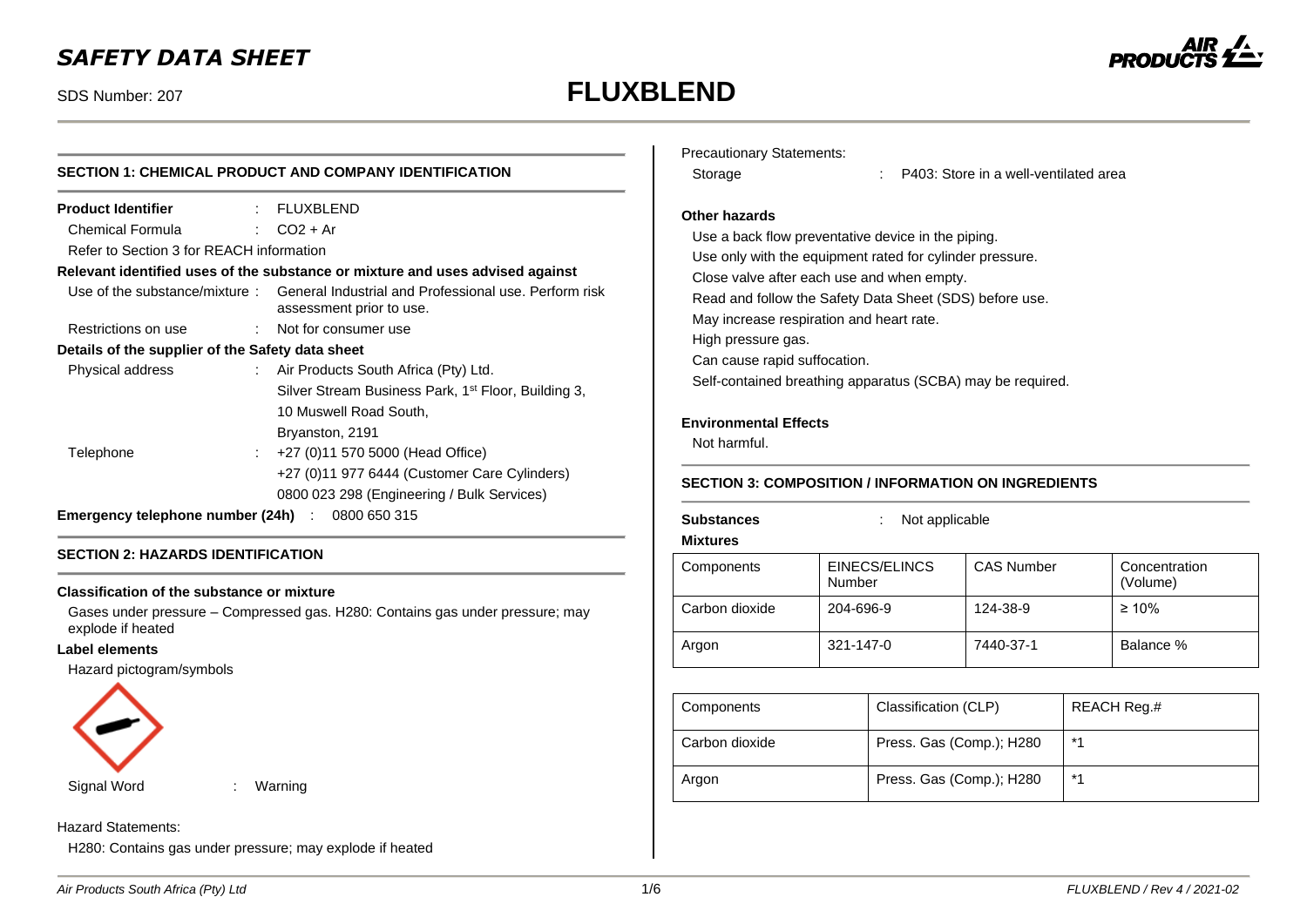# SAFETY DATA SHEET

SDS Number: 207

# FLUXBLEND

## SECTION 1: CHEMICAL PRODUCT AND COMPANY IDENTIFICATION

**Product Identifier** : FLUXBLEND

Chemical Formula : $CO_2$ + Ar

Refer to Section 3 for REACH information

**Relevant identified uses of the substance or mixture and uses advised against**

Use of the substance/mixture : General Industrial and Professional use. Perform risk assessment prior to use.

Restrictions on use : Not for consumer use

**Details of the supplier of the Safety data sheet**

Physical address : Air Products South Africa (Pty) Ltd.
Silver Stream Business Park, 1st Floor, Building 3,
10 Muswell Road South,
Bryanston, 2191

Telephone : +27 (0)11 570 5000 (Head Office)
+27 (0)11 977 6444 (Customer Care Cylinders)
0800 023 298 (Engineering / Bulk Services)

**Emergency telephone number (24h)** : 0800 650 315

## SECTION 2: HAZARDS IDENTIFICATION

**Classification of the substance or mixture**

Gases under pressure – Compressed gas. H280: Contains gas under pressure; may explode if heated

**Label elements**

Hazard pictogram/symbols

Signal Word : Warning

Hazard Statements:

H280: Contains gas under pressure; may explode if heated

Precautionary Statements:

Storage : P403: Store in a well-ventilated area

**Other hazards**

Use a back flow preventative device in the piping.
Use only with the equipment rated for cylinder pressure.
Close valve after each use and when empty.
Read and follow the Safety Data Sheet (SDS) before use.
May increase respiration and heart rate.
High pressure gas.
Can cause rapid suffocation.
Self-contained breathing apparatus (SCBA) may be required.

**Environmental Effects**

Not harmful.

## SECTION 3: COMPOSITION / INFORMATION ON INGREDIENTS

**Substances** : Not applicable

**Mixtures**

| Components | EINECS/ELINCS Number | CAS Number | Concentration (Volume) |
|---|---|---|---|
| Carbon dioxide | 204-696-9 | 124-38-9 | ≥ 10% |
| Argon | 321-147-0 | 7440-37-1 | Balance % |

| Components | Classification (CLP) | REACH Reg.# |
|---|---|---|
| Carbon dioxide | Press. Gas (Comp.); H280 | *1 |
| Argon | Press. Gas (Comp.); H280 | *1 |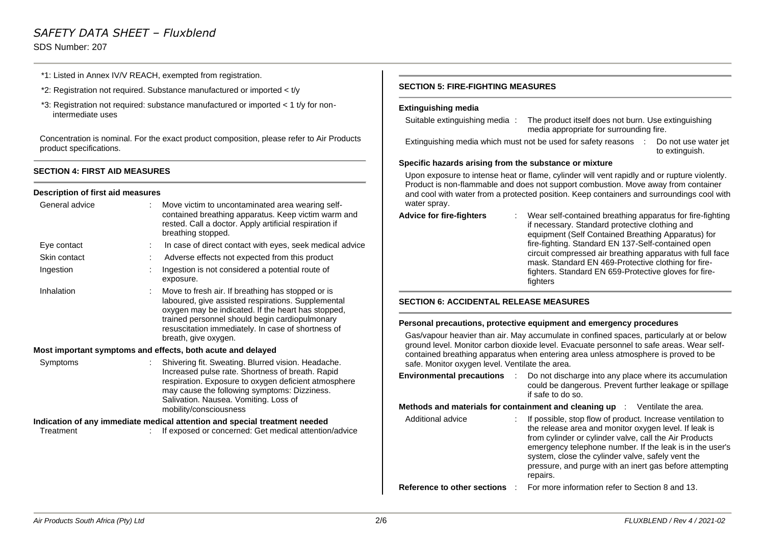*1: Listed in Annex IV/V REACH, exempted from registration.

*2: Registration not required. Substance manufactured or imported < t/y

*3: Registration not required: substance manufactured or imported < 1 t/y for non-intermediate uses

Concentration is nominal. For the exact product composition, please refer to Air Products product specifications.

## SECTION 4: FIRST AID MEASURES

### Description of first aid measures

General advice : Move victim to uncontaminated area wearing self-contained breathing apparatus. Keep victim warm and rested. Call a doctor. Apply artificial respiration if breathing stopped.

Eye contact : In case of direct contact with eyes, seek medical advice

Skin contact : Adverse effects not expected from this product

Ingestion : Ingestion is not considered a potential route of exposure.

Inhalation : Move to fresh air. If breathing has stopped or is laboured, give assisted respirations. Supplemental oxygen may be indicated. If the heart has stopped, trained personnel should begin cardiopulmonary resuscitation immediately. In case of shortness of breath, give oxygen.

### Most important symptoms and effects, both acute and delayed

Symptoms : Shivering fit. Sweating. Blurred vision. Headache. Increased pulse rate. Shortness of breath. Rapid respiration. Exposure to oxygen deficient atmosphere may cause the following symptoms: Dizziness. Salivation. Nausea. Vomiting. Loss of mobility/consciousness

### Indication of any immediate medical attention and special treatment needed

Treatment : If exposed or concerned: Get medical attention/advice

## SECTION 5: FIRE-FIGHTING MEASURES

### Extinguishing media

Suitable extinguishing media : The product itself does not burn. Use extinguishing media appropriate for surrounding fire.

Extinguishing media which must not be used for safety reasons : Do not use water jet to extinguish.

### Specific hazards arising from the substance or mixture

Upon exposure to intense heat or flame, cylinder will vent rapidly and or rupture violently. Product is non-flammable and does not support combustion. Move away from container and cool with water from a protected position. Keep containers and surroundings cool with water spray.

**Advice for fire-fighters** : Wear self-contained breathing apparatus for fire-fighting if necessary. Standard protective clothing and equipment (Self Contained Breathing Apparatus) for fire-fighting. Standard EN 137-Self-contained open circuit compressed air breathing apparatus with full face mask. Standard EN 469-Protective clothing for fire-fighters. Standard EN 659-Protective gloves for fire-fighters

## SECTION 6: ACCIDENTAL RELEASE MEASURES

### Personal precautions, protective equipment and emergency procedures

Gas/vapour heavier than air. May accumulate in confined spaces, particularly at or below ground level. Monitor carbon dioxide level. Evacuate personnel to safe areas. Wear self-contained breathing apparatus when entering area unless atmosphere is proved to be safe. Monitor oxygen level. Ventilate the area.

**Environmental precautions** : Do not discharge into any place where its accumulation could be dangerous. Prevent further leakage or spillage if safe to do so.

**Methods and materials for containment and cleaning up** : Ventilate the area.

Additional advice : If possible, stop flow of product. Increase ventilation to the release area and monitor oxygen level. If leak is from cylinder or cylinder valve, call the Air Products emergency telephone number. If the leak is in the user's system, close the cylinder valve, safely vent the pressure, and purge with an inert gas before attempting repairs.

**Reference to other sections** : For more information refer to Section 8 and 13.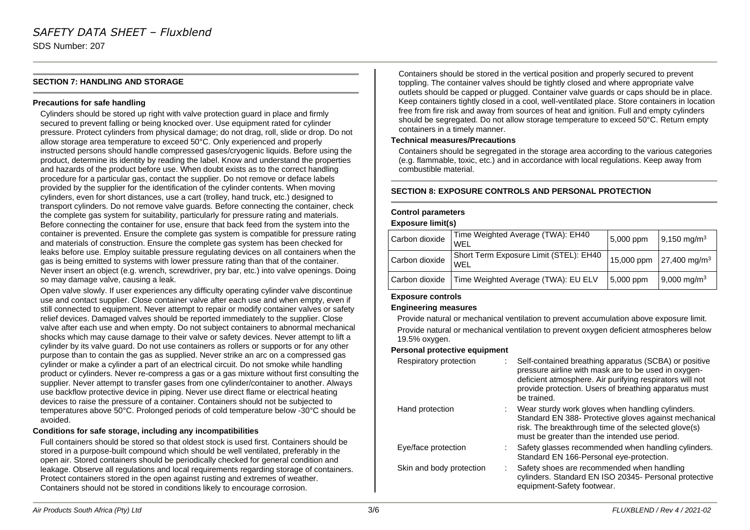## SECTION 7: HANDLING AND STORAGE

### Precautions for safe handling

Cylinders should be stored up right with valve protection guard in place and firmly secured to prevent falling or being knocked over. Use equipment rated for cylinder pressure. Protect cylinders from physical damage; do not drag, roll, slide or drop. Do not allow storage area temperature to exceed 50°C. Only experienced and properly instructed persons should handle compressed gases/cryogenic liquids. Before using the product, determine its identity by reading the label. Know and understand the properties and hazards of the product before use. When doubt exists as to the correct handling procedure for a particular gas, contact the supplier. Do not remove or deface labels provided by the supplier for the identification of the cylinder contents. When moving cylinders, even for short distances, use a cart (trolley, hand truck, etc.) designed to transport cylinders. Do not remove valve guards. Before connecting the container, check the complete gas system for suitability, particularly for pressure rating and materials. Before connecting the container for use, ensure that back feed from the system into the container is prevented. Ensure the complete gas system is compatible for pressure rating and materials of construction. Ensure the complete gas system has been checked for leaks before use. Employ suitable pressure regulating devices on all containers when the gas is being emitted to systems with lower pressure rating than that of the container. Never insert an object (e.g. wrench, screwdriver, pry bar, etc.) into valve openings. Doing so may damage valve, causing a leak.

Open valve slowly. If user experiences any difficulty operating cylinder valve discontinue use and contact supplier. Close container valve after each use and when empty, even if still connected to equipment. Never attempt to repair or modify container valves or safety relief devices. Damaged valves should be reported immediately to the supplier. Close valve after each use and when empty. Do not subject containers to abnormal mechanical shocks which may cause damage to their valve or safety devices. Never attempt to lift a cylinder by its valve guard. Do not use containers as rollers or supports or for any other purpose than to contain the gas as supplied. Never strike an arc on a compressed gas cylinder or make a cylinder a part of an electrical circuit. Do not smoke while handling product or cylinders. Never re-compress a gas or a gas mixture without first consulting the supplier. Never attempt to transfer gases from one cylinder/container to another. Always use backflow protective device in piping. Never use direct flame or electrical heating devices to raise the pressure of a container. Containers should not be subjected to temperatures above 50°C. Prolonged periods of cold temperature below -30°C should be avoided.

### Conditions for safe storage, including any incompatibilities

Full containers should be stored so that oldest stock is used first. Containers should be stored in a purpose-built compound which should be well ventilated, preferably in the open air. Stored containers should be periodically checked for general condition and leakage. Observe all regulations and local requirements regarding storage of containers. Protect containers stored in the open against rusting and extremes of weather. Containers should not be stored in conditions likely to encourage corrosion.

Containers should be stored in the vertical position and properly secured to prevent toppling. The container valves should be tightly closed and where appropriate valve outlets should be capped or plugged. Container valve guards or caps should be in place. Keep containers tightly closed in a cool, well-ventilated place. Store containers in location free from fire risk and away from sources of heat and ignition. Full and empty cylinders should be segregated. Do not allow storage temperature to exceed 50°C. Return empty containers in a timely manner.

### Technical measures/Precautions

Containers should be segregated in the storage area according to the various categories (e.g. flammable, toxic, etc.) and in accordance with local regulations. Keep away from combustible material.

## SECTION 8: EXPOSURE CONTROLS AND PERSONAL PROTECTION

### Control parameters

**Exposure limit(s)**

| | | | |
|---|---|---|---|
| Carbon dioxide | Time Weighted Average (TWA): EH40 WEL | 5,000 ppm | 9,150 mg/m$^3$ |
| Carbon dioxide | Short Term Exposure Limit (STEL): EH40 WEL | 15,000 ppm | 27,400 mg/m$^3$ |
| Carbon dioxide | Time Weighted Average (TWA): EU ELV | 5,000 ppm | 9,000 mg/m$^3$ |

### Exposure controls

**Engineering measures**

Provide natural or mechanical ventilation to prevent accumulation above exposure limit.

Provide natural or mechanical ventilation to prevent oxygen deficient atmospheres below 19.5% oxygen.

**Personal protective equipment**

| | | |
|---|---|---|
| Respiratory protection | : | Self-contained breathing apparatus (SCBA) or positive pressure airline with mask are to be used in oxygen-deficient atmosphere. Air purifying respirators will not provide protection. Users of breathing apparatus must be trained. |
| Hand protection | : | Wear sturdy work gloves when handling cylinders. Standard EN 388- Protective gloves against mechanical risk. The breakthrough time of the selected glove(s) must be greater than the intended use period. |
| Eye/face protection | : | Safety glasses recommended when handling cylinders. Standard EN 166-Personal eye-protection. |
| Skin and body protection | : | Safety shoes are recommended when handling cylinders. Standard EN ISO 20345- Personal protective equipment-Safety footwear. |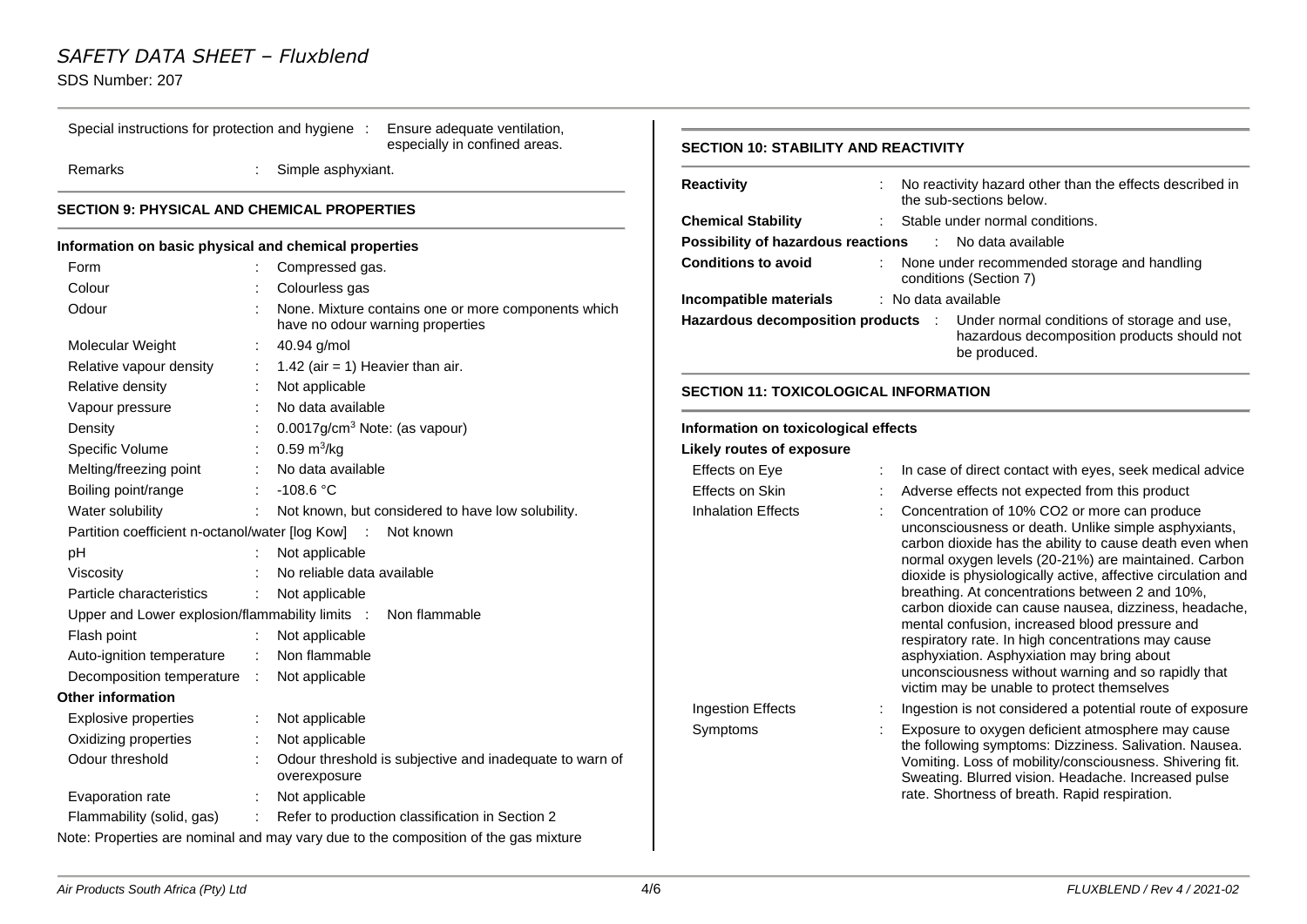Special instructions for protection and hygiene : Ensure adequate ventilation, especially in confined areas.

Remarks : Simple asphyxiant.

## SECTION 9: PHYSICAL AND CHEMICAL PROPERTIES

### Information on basic physical and chemical properties

| Property | | Value |
|---|---|---|
| Form | : | Compressed gas. |
| Colour | : | Colourless gas |
| Odour | : | None. Mixture contains one or more components which have no odour warning properties |
| Molecular Weight | : | 40.94 g/mol |
| Relative vapour density | : | 1.42 (air = 1) Heavier than air. |
| Relative density | : | Not applicable |
| Vapour pressure | : | No data available |
| Density | : | 0.0017g/cm³ Note: (as vapour) |
| Specific Volume | : | 0.59 m³/kg |
| Melting/freezing point | : | No data available |
| Boiling point/range | : | -108.6 °C |
| Water solubility | : | Not known, but considered to have low solubility. |
| Partition coefficient n-octanol/water [log Kow] | : | Not known |
| pH | : | Not applicable |
| Viscosity | : | No reliable data available |
| Particle characteristics | : | Not applicable |
| Upper and Lower explosion/flammability limits | : | Non flammable |
| Flash point | : | Not applicable |
| Auto-ignition temperature | : | Non flammable |
| Decomposition temperature | : | Not applicable |

**Other information**

| Property | | Value |
|---|---|---|
| Explosive properties | : | Not applicable |
| Oxidizing properties | : | Not applicable |
| Odour threshold | : | Odour threshold is subjective and inadequate to warn of overexposure |
| Evaporation rate | : | Not applicable |
| Flammability (solid, gas) | : | Refer to production classification in Section 2 |

Note: Properties are nominal and may vary due to the composition of the gas mixture

## SECTION 10: STABILITY AND REACTIVITY

**Reactivity** : No reactivity hazard other than the effects described in the sub-sections below.

**Chemical Stability** : Stable under normal conditions.

**Possibility of hazardous reactions** : No data available

**Conditions to avoid** : None under recommended storage and handling conditions (Section 7)

**Incompatible materials** : No data available

**Hazardous decomposition products** : Under normal conditions of storage and use, hazardous decomposition products should not be produced.

## SECTION 11: TOXICOLOGICAL INFORMATION

### Information on toxicological effects

**Likely routes of exposure**

Effects on Eye : In case of direct contact with eyes, seek medical advice

Effects on Skin : Adverse effects not expected from this product

Inhalation Effects : Concentration of 10% $CO_2$ or more can produce unconsciousness or death. Unlike simple asphyxiants, carbon dioxide has the ability to cause death even when normal oxygen levels (20-21%) are maintained. Carbon dioxide is physiologically active, affective circulation and breathing. At concentrations between 2 and 10%, carbon dioxide can cause nausea, dizziness, headache, mental confusion, increased blood pressure and respiratory rate. In high concentrations may cause asphyxiation. Asphyxiation may bring about unconsciousness without warning and so rapidly that victim may be unable to protect themselves

Ingestion Effects : Ingestion is not considered a potential route of exposure

Symptoms : Exposure to oxygen deficient atmosphere may cause the following symptoms: Dizziness. Salivation. Nausea. Vomiting. Loss of mobility/consciousness. Shivering fit. Sweating. Blurred vision. Headache. Increased pulse rate. Shortness of breath. Rapid respiration.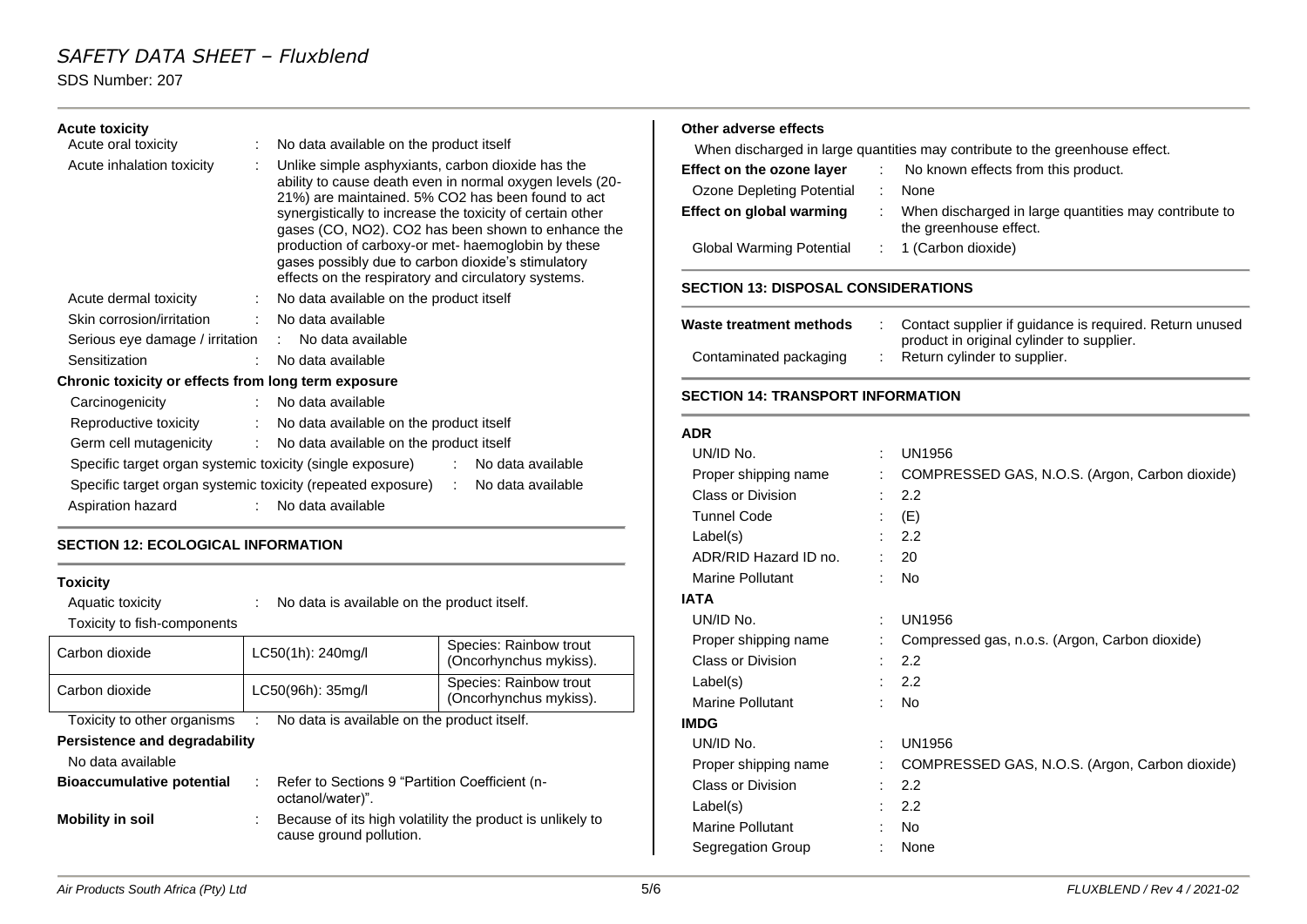**Acute toxicity**

| | | |
|---|---|---|
| Acute oral toxicity | : | No data available on the product itself |
| Acute inhalation toxicity | : | Unlike simple asphyxiants, carbon dioxide has the ability to cause death even in normal oxygen levels (20-21%) are maintained. 5% $CO_2$ has been found to act synergistically to increase the toxicity of certain other gases (CO, $NO_2$). $CO_2$ has been shown to enhance the production of carboxy-or met- haemoglobin by these gases possibly due to carbon dioxide's stimulatory effects on the respiratory and circulatory systems. |
| Acute dermal toxicity | : | No data available on the product itself |
| Skin corrosion/irritation | : | No data available |
| Serious eye damage / irritation | : | No data available |
| Sensitization | : | No data available |

**Chronic toxicity or effects from long term exposure**

| | | |
|---|---|---|
| Carcinogenicity | : | No data available |
| Reproductive toxicity | : | No data available on the product itself |
| Germ cell mutagenicity | : | No data available on the product itself |
| Specific target organ systemic toxicity (single exposure) | : | No data available |
| Specific target organ systemic toxicity (repeated exposure) | : | No data available |
| Aspiration hazard | : | No data available |

## SECTION 12: ECOLOGICAL INFORMATION

**Toxicity**

Aquatic toxicity : No data is available on the product itself.

Toxicity to fish-components

| Carbon dioxide | LC50(1h): 240mg/l | Species: Rainbow trout (Oncorhynchus mykiss). |
|---|---|---|
| Carbon dioxide | LC50(96h): 35mg/l | Species: Rainbow trout (Oncorhynchus mykiss). |

Toxicity to other organisms : No data is available on the product itself.

**Persistence and degradability**

No data available

**Bioaccumulative potential** : Refer to Sections 9 "Partition Coefficient (n-octanol/water)".

**Mobility in soil** : Because of its high volatility the product is unlikely to cause ground pollution.

**Other adverse effects**

When discharged in large quantities may contribute to the greenhouse effect.

| | | |
|---|---|---|
| **Effect on the ozone layer** | : | No known effects from this product. |
| Ozone Depleting Potential | : | None |
| **Effect on global warming** | : | When discharged in large quantities may contribute to the greenhouse effect. |
| Global Warming Potential | : | 1 (Carbon dioxide) |

## SECTION 13: DISPOSAL CONSIDERATIONS

| | | |
|---|---|---|
| **Waste treatment methods** | : | Contact supplier if guidance is required. Return unused product in original cylinder to supplier. |
| Contaminated packaging | : | Return cylinder to supplier. |

## SECTION 14: TRANSPORT INFORMATION

**ADR**

| | | |
|---|---|---|
| UN/ID No. | : | UN1956 |
| Proper shipping name | : | COMPRESSED GAS, N.O.S. (Argon, Carbon dioxide) |
| Class or Division | : | 2.2 |
| Tunnel Code | : | (E) |
| Label(s) | : | 2.2 |
| ADR/RID Hazard ID no. | : | 20 |
| Marine Pollutant | : | No |

**IATA**

| | | |
|---|---|---|
| UN/ID No. | : | UN1956 |
| Proper shipping name | : | Compressed gas, n.o.s. (Argon, Carbon dioxide) |
| Class or Division | : | 2.2 |
| Label(s) | : | 2.2 |
| Marine Pollutant | : | No |

**IMDG**

| | | |
|---|---|---|
| UN/ID No. | : | UN1956 |
| Proper shipping name | : | COMPRESSED GAS, N.O.S. (Argon, Carbon dioxide) |
| Class or Division | : | 2.2 |
| Label(s) | : | 2.2 |
| Marine Pollutant | : | No |
| Segregation Group | : | None |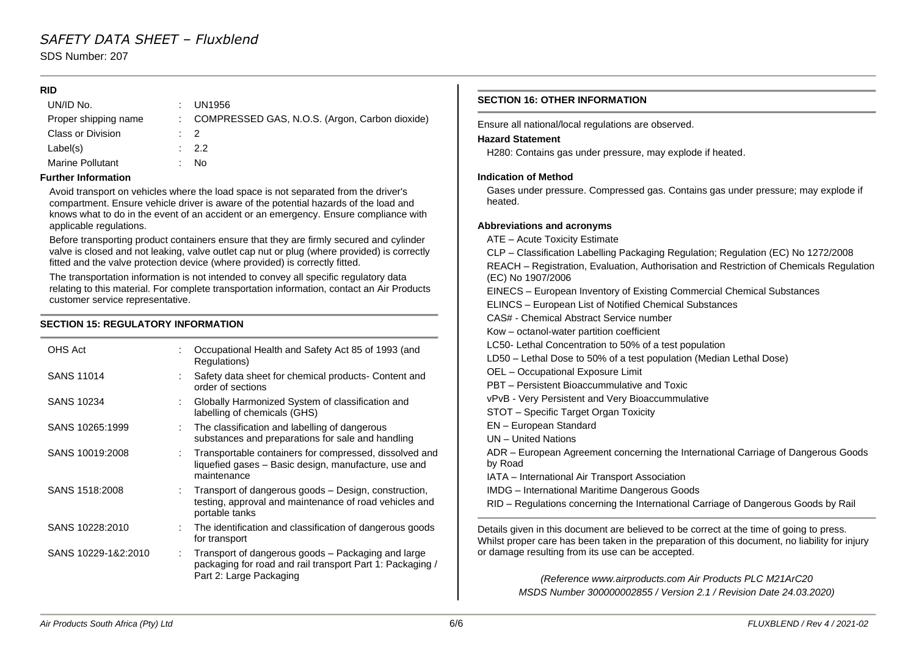**RID**

| | | |
|---|---|---|
| UN/ID No. | : | UN1956 |
| Proper shipping name | : | COMPRESSED GAS, N.O.S. (Argon, Carbon dioxide) |
| Class or Division | : | 2 |
| Label(s) | : | 2.2 |
| Marine Pollutant | : | No |

**Further Information**

Avoid transport on vehicles where the load space is not separated from the driver's compartment. Ensure vehicle driver is aware of the potential hazards of the load and knows what to do in the event of an accident or an emergency. Ensure compliance with applicable regulations.

Before transporting product containers ensure that they are firmly secured and cylinder valve is closed and not leaking, valve outlet cap nut or plug (where provided) is correctly fitted and the valve protection device (where provided) is correctly fitted.

The transportation information is not intended to convey all specific regulatory data relating to this material. For complete transportation information, contact an Air Products customer service representative.

## SECTION 15: REGULATORY INFORMATION

| | | |
|---|---|---|
| OHS Act | : | Occupational Health and Safety Act 85 of 1993 (and Regulations) |
| SANS 11014 | : | Safety data sheet for chemical products- Content and order of sections |
| SANS 10234 | : | Globally Harmonized System of classification and labelling of chemicals (GHS) |
| SANS 10265:1999 | : | The classification and labelling of dangerous substances and preparations for sale and handling |
| SANS 10019:2008 | : | Transportable containers for compressed, dissolved and liquefied gases – Basic design, manufacture, use and maintenance |
| SANS 1518:2008 | : | Transport of dangerous goods – Design, construction, testing, approval and maintenance of road vehicles and portable tanks |
| SANS 10228:2010 | : | The identification and classification of dangerous goods for transport |
| SANS 10229-1&2:2010 | : | Transport of dangerous goods – Packaging and large packaging for road and rail transport Part 1: Packaging / Part 2: Large Packaging |

## SECTION 16: OTHER INFORMATION

Ensure all national/local regulations are observed.

**Hazard Statement**

H280: Contains gas under pressure, may explode if heated.

**Indication of Method**

Gases under pressure. Compressed gas. Contains gas under pressure; may explode if heated.

**Abbreviations and acronyms**

ATE – Acute Toxicity Estimate
CLP – Classification Labelling Packaging Regulation; Regulation (EC) No 1272/2008
REACH – Registration, Evaluation, Authorisation and Restriction of Chemicals Regulation (EC) No 1907/2006
EINECS – European Inventory of Existing Commercial Chemical Substances
ELINCS – European List of Notified Chemical Substances
CAS# - Chemical Abstract Service number
Kow – octanol-water partition coefficient
LC50- Lethal Concentration to 50% of a test population
LD50 – Lethal Dose to 50% of a test population (Median Lethal Dose)
OEL – Occupational Exposure Limit
PBT – Persistent Bioaccummulative and Toxic
vPvB - Very Persistent and Very Bioaccummulative
STOT – Specific Target Organ Toxicity
EN – European Standard
UN – United Nations
ADR – European Agreement concerning the International Carriage of Dangerous Goods by Road
IATA – International Air Transport Association
IMDG – International Maritime Dangerous Goods
RID – Regulations concerning the International Carriage of Dangerous Goods by Rail

Details given in this document are believed to be correct at the time of going to press. Whilst proper care has been taken in the preparation of this document, no liability for injury or damage resulting from its use can be accepted.

*(Reference www.airproducts.com Air Products PLC M21ArC20 MSDS Number 300000002855 / Version 2.1 / Revision Date 24.03.2020)*